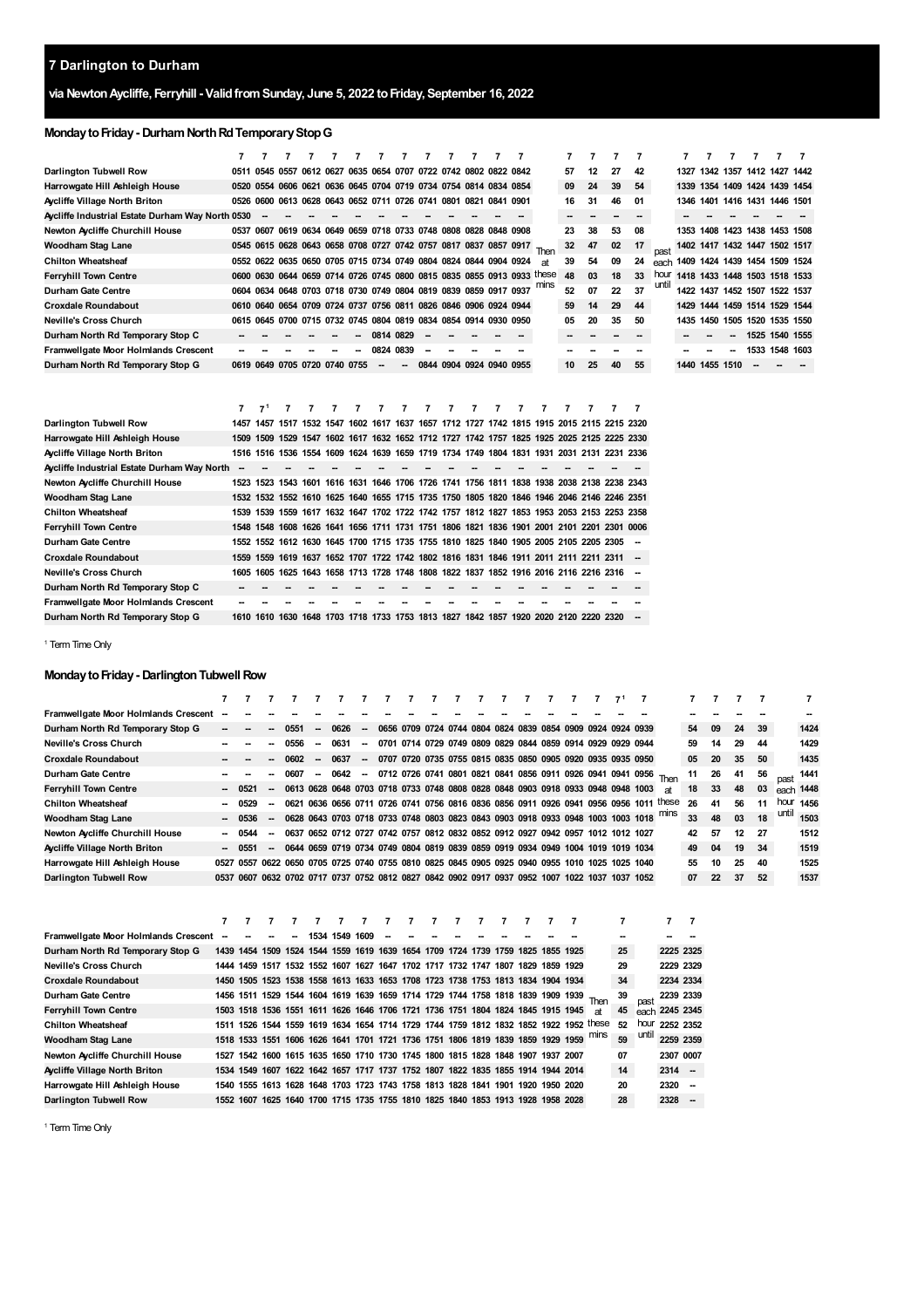# 7 Darlington to Durham

## via Newton Aycliffe, Ferryhill - Valid from Sunday, June 5, 2022 to Friday, September 16, 2022

### Monday to Friday - Durham North Rd Temporary Stop G

| | 7 | 7 | 7 | 7 | 7 | 7 | 7 | 7 | 7 | 7 | 7 | 7 | 7 | | 7 | 7 | 7 | 7 | | 7 | 7 | 7 | 7 | 7 | 7 |
|---|---|---|---|---|---|---|---|---|---|---|---|---|---|---|---|---|---|---|---|---|---|---|---|---|---|
| Darlington Tubwell Row | 0511 | 0545 | 0557 | 0612 | 0627 | 0635 | 0654 | 0707 | 0722 | 0742 | 0802 | 0822 | 0842 | | 57 | 12 | 27 | 42 | | 1327 | 1342 | 1357 | 1412 | 1427 | 1442 |
| Harrowgate Hill Ashleigh House | 0520 | 0554 | 0606 | 0621 | 0636 | 0645 | 0704 | 0719 | 0734 | 0754 | 0814 | 0834 | 0854 | | 09 | 24 | 39 | 54 | | 1339 | 1354 | 1409 | 1424 | 1439 | 1454 |
| Aycliffe Village North Briton | 0526 | 0600 | 0613 | 0628 | 0643 | 0652 | 0711 | 0726 | 0741 | 0801 | 0821 | 0841 | 0901 | | 16 | 31 | 46 | 01 | | 1346 | 1401 | 1416 | 1431 | 1446 | 1501 |
| Aycliffe Industrial Estate Durham Way North | 0530 | -- | -- | -- | -- | -- | -- | -- | -- | -- | -- | -- | -- | | -- | -- | -- | -- | | -- | -- | -- | -- | -- | -- |
| Newton Aycliffe Churchill House | 0537 | 0607 | 0619 | 0634 | 0649 | 0659 | 0718 | 0733 | 0748 | 0808 | 0828 | 0848 | 0908 | | 23 | 38 | 53 | 08 | | 1353 | 1408 | 1423 | 1438 | 1453 | 1508 |
| Woodham Stag Lane | 0545 | 0615 | 0628 | 0643 | 0658 | 0708 | 0727 | 0742 | 0757 | 0817 | 0837 | 0857 | 0917 | Then | 32 | 47 | 02 | 17 | past | 1402 | 1417 | 1432 | 1447 | 1502 | 1517 |
| Chilton Wheatsheaf | 0552 | 0622 | 0635 | 0650 | 0705 | 0715 | 0734 | 0749 | 0804 | 0824 | 0844 | 0904 | 0924 | at | 39 | 54 | 09 | 24 | each | 1409 | 1424 | 1439 | 1454 | 1509 | 1524 |
| Ferryhill Town Centre | 0600 | 0630 | 0644 | 0659 | 0714 | 0726 | 0745 | 0800 | 0815 | 0835 | 0855 | 0913 | 0933 | these | 48 | 03 | 18 | 33 | hour | 1418 | 1433 | 1448 | 1503 | 1518 | 1533 |
| Durham Gate Centre | 0604 | 0634 | 0648 | 0703 | 0718 | 0730 | 0749 | 0804 | 0819 | 0839 | 0859 | 0917 | 0937 | mins | 52 | 07 | 22 | 37 | until | 1422 | 1437 | 1452 | 1507 | 1522 | 1537 |
| Croxdale Roundabout | 0610 | 0640 | 0654 | 0709 | 0724 | 0737 | 0756 | 0811 | 0826 | 0846 | 0906 | 0924 | 0944 | | 59 | 14 | 29 | 44 | | 1429 | 1444 | 1459 | 1514 | 1529 | 1544 |
| Neville's Cross Church | 0615 | 0645 | 0700 | 0715 | 0732 | 0745 | 0804 | 0819 | 0834 | 0854 | 0914 | 0930 | 0950 | | 05 | 20 | 35 | 50 | | 1435 | 1450 | 1505 | 1520 | 1535 | 1550 |
| Durham North Rd Temporary Stop C | -- | -- | -- | -- | -- | -- | 0814 | 0829 | -- | -- | -- | -- | -- | | -- | -- | -- | -- | | -- | -- | -- | 1525 | 1540 | 1555 |
| Framwellgate Moor Holmlands Crescent | -- | -- | -- | -- | -- | -- | 0824 | 0839 | -- | -- | -- | -- | -- | | -- | -- | -- | -- | | -- | -- | -- | 1533 | 1548 | 1603 |
| Durham North Rd Temporary Stop G | 0619 | 0649 | 0705 | 0720 | 0740 | 0755 | -- | -- | 0844 | 0904 | 0924 | 0940 | 0955 | | 10 | 25 | 40 | 55 | | 1440 | 1455 | 1510 | -- | -- | -- |

| | 7 | 7[1] | 7 | 7 | 7 | 7 | 7 | 7 | 7 | 7 | 7 | 7 | 7 | 7 | 7 | 7 | 7 | 7 |
|---|---|---|---|---|---|---|---|---|---|---|---|---|---|---|---|---|---|---|
| Darlington Tubwell Row | 1457 | 1457 | 1517 | 1532 | 1547 | 1602 | 1617 | 1637 | 1657 | 1712 | 1727 | 1742 | 1815 | 1915 | 2015 | 2115 | 2215 | 2320 |
| Harrowgate Hill Ashleigh House | 1509 | 1509 | 1529 | 1547 | 1602 | 1617 | 1632 | 1652 | 1712 | 1727 | 1742 | 1757 | 1825 | 1925 | 2025 | 2125 | 2225 | 2330 |
| Aycliffe Village North Briton | 1516 | 1516 | 1536 | 1554 | 1609 | 1624 | 1639 | 1659 | 1719 | 1734 | 1749 | 1804 | 1831 | 1931 | 2031 | 2131 | 2231 | 2336 |
| Aycliffe Industrial Estate Durham Way North | -- | -- | -- | -- | -- | -- | -- | -- | -- | -- | -- | -- | -- | -- | -- | -- | -- | -- |
| Newton Aycliffe Churchill House | 1523 | 1523 | 1543 | 1601 | 1616 | 1631 | 1646 | 1706 | 1726 | 1741 | 1756 | 1811 | 1838 | 1938 | 2038 | 2138 | 2238 | 2343 |
| Woodham Stag Lane | 1532 | 1532 | 1552 | 1610 | 1625 | 1640 | 1655 | 1715 | 1735 | 1750 | 1805 | 1820 | 1846 | 1946 | 2046 | 2146 | 2246 | 2351 |
| Chilton Wheatsheaf | 1539 | 1539 | 1559 | 1617 | 1632 | 1647 | 1702 | 1722 | 1742 | 1757 | 1812 | 1827 | 1853 | 1953 | 2053 | 2153 | 2253 | 2358 |
| Ferryhill Town Centre | 1548 | 1548 | 1608 | 1626 | 1641 | 1656 | 1711 | 1731 | 1751 | 1806 | 1821 | 1836 | 1901 | 2001 | 2101 | 2201 | 2301 | 0006 |
| Durham Gate Centre | 1552 | 1552 | 1612 | 1630 | 1645 | 1700 | 1715 | 1735 | 1755 | 1810 | 1825 | 1840 | 1905 | 2005 | 2105 | 2205 | 2305 | -- |
| Croxdale Roundabout | 1559 | 1559 | 1619 | 1637 | 1652 | 1707 | 1722 | 1742 | 1802 | 1816 | 1831 | 1846 | 1911 | 2011 | 2111 | 2211 | 2311 | -- |
| Neville's Cross Church | 1605 | 1605 | 1625 | 1643 | 1658 | 1713 | 1728 | 1748 | 1808 | 1822 | 1837 | 1852 | 1916 | 2016 | 2116 | 2216 | 2316 | -- |
| Durham North Rd Temporary Stop C | -- | -- | -- | -- | -- | -- | -- | -- | -- | -- | -- | -- | -- | -- | -- | -- | -- | -- |
| Framwellgate Moor Holmlands Crescent | -- | -- | -- | -- | -- | -- | -- | -- | -- | -- | -- | -- | -- | -- | -- | -- | -- | -- |
| Durham North Rd Temporary Stop G | 1610 | 1610 | 1630 | 1648 | 1703 | 1718 | 1733 | 1753 | 1813 | 1827 | 1842 | 1857 | 1920 | 2020 | 2120 | 2220 | 2320 | -- |

[1] Term Time Only

### Monday to Friday - Darlington Tubwell Row

| | 7 | 7 | 7 | 7 | 7 | 7 | 7 | 7 | 7 | 7 | 7 | 7 | 7 | 7 | 7 | 7 | 7 | 7[1] | 7 | | 7 | 7 | 7 | 7 | | 7 |
|---|---|---|---|---|---|---|---|---|---|---|---|---|---|---|---|---|---|---|---|---|---|---|---|---|---|---|
| Framwellgate Moor Holmlands Crescent | -- | -- | -- | -- | -- | -- | -- | -- | -- | -- | -- | -- | -- | -- | -- | -- | -- | -- | -- | | -- | -- | -- | -- | | -- |
| Durham North Rd Temporary Stop G | -- | -- | -- | 0551 | -- | 0626 | -- | 0656 | 0709 | 0724 | 0744 | 0804 | 0824 | 0839 | 0854 | 0909 | 0924 | 0924 | 0939 | | 54 | 09 | 24 | 39 | | 1424 |
| Neville's Cross Church | -- | -- | -- | 0556 | -- | 0631 | -- | 0701 | 0714 | 0729 | 0749 | 0809 | 0829 | 0844 | 0859 | 0914 | 0929 | 0929 | 0944 | | 59 | 14 | 29 | 44 | | 1429 |
| Croxdale Roundabout | -- | -- | -- | 0602 | -- | 0637 | -- | 0707 | 0720 | 0735 | 0755 | 0815 | 0835 | 0850 | 0905 | 0920 | 0935 | 0935 | 0950 | | 05 | 20 | 35 | 50 | | 1435 |
| Durham Gate Centre | -- | -- | -- | 0607 | -- | 0642 | -- | 0712 | 0726 | 0741 | 0801 | 0821 | 0841 | 0856 | 0911 | 0926 | 0941 | 0941 | 0956 | Then | 11 | 26 | 41 | 56 | past | 1441 |
| Ferryhill Town Centre | -- | 0521 | -- | 0613 | 0628 | 0648 | 0703 | 0718 | 0733 | 0748 | 0808 | 0828 | 0848 | 0903 | 0918 | 0933 | 0948 | 0948 | 1003 | at | 18 | 33 | 48 | 03 | each | 1448 |
| Chilton Wheatsheaf | -- | 0529 | -- | 0621 | 0636 | 0656 | 0711 | 0726 | 0741 | 0756 | 0816 | 0836 | 0856 | 0911 | 0926 | 0941 | 0956 | 0956 | 1011 | these | 26 | 41 | 56 | 11 | hour | 1456 |
| Woodham Stag Lane | -- | 0536 | -- | 0628 | 0643 | 0703 | 0718 | 0733 | 0748 | 0803 | 0823 | 0843 | 0903 | 0918 | 0933 | 0948 | 1003 | 1003 | 1018 | mins | 33 | 48 | 03 | 18 | until | 1503 |
| Newton Aycliffe Churchill House | -- | 0544 | -- | 0637 | 0652 | 0712 | 0727 | 0742 | 0757 | 0812 | 0832 | 0852 | 0912 | 0927 | 0942 | 0957 | 1012 | 1012 | 1027 | | 42 | 57 | 12 | 27 | | 1512 |
| Aycliffe Village North Briton | -- | 0551 | -- | 0644 | 0659 | 0719 | 0734 | 0749 | 0804 | 0819 | 0839 | 0859 | 0919 | 0934 | 0949 | 1004 | 1019 | 1019 | 1034 | | 49 | 04 | 19 | 34 | | 1519 |
| Harrowgate Hill Ashleigh House | 0527 | 0557 | 0622 | 0650 | 0705 | 0725 | 0740 | 0755 | 0810 | 0825 | 0845 | 0905 | 0925 | 0940 | 0955 | 1010 | 1025 | 1025 | 1040 | | 55 | 10 | 25 | 40 | | 1525 |
| Darlington Tubwell Row | 0537 | 0607 | 0632 | 0702 | 0717 | 0737 | 0752 | 0812 | 0827 | 0842 | 0902 | 0917 | 0937 | 0952 | 1007 | 1022 | 1037 | 1037 | 1052 | | 07 | 22 | 37 | 52 | | 1537 |

| | 7 | 7 | 7 | 7 | 7 | 7 | 7 | 7 | 7 | 7 | 7 | 7 | 7 | 7 | 7 | 7 | | 7 | | 7 | 7 |
|---|---|---|---|---|---|---|---|---|---|---|---|---|---|---|---|---|---|---|---|---|---|
| Framwellgate Moor Holmlands Crescent | -- | -- | -- | -- | 1534 | 1549 | 1609 | -- | -- | -- | -- | -- | -- | -- | -- | -- | | -- | | -- | -- |
| Durham North Rd Temporary Stop G | 1439 | 1454 | 1509 | 1524 | 1544 | 1559 | 1619 | 1639 | 1654 | 1709 | 1724 | 1739 | 1759 | 1825 | 1855 | 1925 | | 25 | | 2225 | 2325 |
| Neville's Cross Church | 1444 | 1459 | 1517 | 1532 | 1552 | 1607 | 1627 | 1647 | 1702 | 1717 | 1732 | 1747 | 1807 | 1829 | 1859 | 1929 | | 29 | | 2229 | 2329 |
| Croxdale Roundabout | 1450 | 1505 | 1523 | 1538 | 1558 | 1613 | 1633 | 1653 | 1708 | 1723 | 1738 | 1753 | 1813 | 1834 | 1904 | 1934 | | 34 | | 2234 | 2334 |
| Durham Gate Centre | 1456 | 1511 | 1529 | 1544 | 1604 | 1619 | 1639 | 1659 | 1714 | 1729 | 1744 | 1758 | 1818 | 1839 | 1909 | 1939 | Then | 39 | past | 2239 | 2339 |
| Ferryhill Town Centre | 1503 | 1518 | 1536 | 1551 | 1611 | 1626 | 1646 | 1706 | 1721 | 1736 | 1751 | 1804 | 1824 | 1845 | 1915 | 1945 | at | 45 | each | 2245 | 2345 |
| Chilton Wheatsheaf | 1511 | 1526 | 1544 | 1559 | 1619 | 1634 | 1654 | 1714 | 1729 | 1744 | 1759 | 1812 | 1832 | 1852 | 1922 | 1952 | these | 52 | hour | 2252 | 2352 |
| Woodham Stag Lane | 1518 | 1533 | 1551 | 1606 | 1626 | 1641 | 1701 | 1721 | 1736 | 1751 | 1806 | 1819 | 1839 | 1859 | 1929 | 1959 | mins | 59 | until | 2259 | 2359 |
| Newton Aycliffe Churchill House | 1527 | 1542 | 1600 | 1615 | 1635 | 1650 | 1710 | 1730 | 1745 | 1800 | 1815 | 1828 | 1848 | 1907 | 1937 | 2007 | | 07 | | 2307 | 0007 |
| Aycliffe Village North Briton | 1534 | 1549 | 1607 | 1622 | 1642 | 1657 | 1717 | 1737 | 1752 | 1807 | 1822 | 1835 | 1855 | 1914 | 1944 | 2014 | | 14 | | 2314 | -- |
| Harrowgate Hill Ashleigh House | 1540 | 1555 | 1613 | 1628 | 1648 | 1703 | 1723 | 1743 | 1758 | 1813 | 1828 | 1841 | 1901 | 1920 | 1950 | 2020 | | 20 | | 2320 | -- |
| Darlington Tubwell Row | 1552 | 1607 | 1625 | 1640 | 1700 | 1715 | 1735 | 1755 | 1810 | 1825 | 1840 | 1853 | 1913 | 1928 | 1958 | 2028 | | 28 | | 2328 | -- |

[1] Term Time Only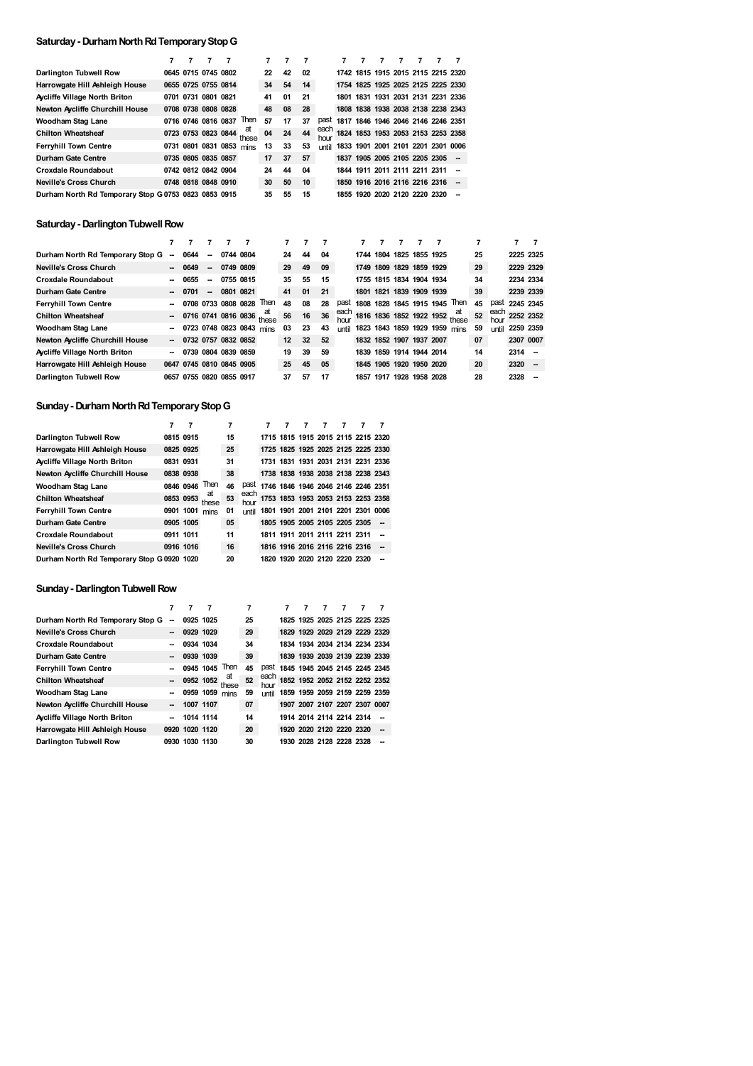## Saturday - Durham North Rd Temporary Stop G

| | 7 | 7 | 7 | 7 | | 7 | 7 | 7 | | 7 | 7 | 7 | 7 | 7 | 7 | 7 |
|---|---|---|---|---|---|---|---|---|---|---|---|---|---|---|---|---|
| Darlington Tubwell Row | 0645 | 0715 | 0745 | 0802 | | 22 | 42 | 02 | | 1742 | 1815 | 1915 | 2015 | 2115 | 2215 | 2320 |
| Harrowgate Hill Ashleigh House | 0655 | 0725 | 0755 | 0814 | | 34 | 54 | 14 | | 1754 | 1825 | 1925 | 2025 | 2125 | 2225 | 2330 |
| Aycliffe Village North Briton | 0701 | 0731 | 0801 | 0821 | | 41 | 01 | 21 | | 1801 | 1831 | 1931 | 2031 | 2131 | 2231 | 2336 |
| Newton Aycliffe Churchill House | 0708 | 0738 | 0808 | 0828 | | 48 | 08 | 28 | | 1808 | 1838 | 1938 | 2038 | 2138 | 2238 | 2343 |
| Woodham Stag Lane | 0716 | 0746 | 0816 | 0837 | Then | 57 | 17 | 37 | past | 1817 | 1846 | 1946 | 2046 | 2146 | 2246 | 2351 |
| Chilton Wheatsheaf | 0723 | 0753 | 0823 | 0844 | at these | 04 | 24 | 44 | each hour | 1824 | 1853 | 1953 | 2053 | 2153 | 2253 | 2358 |
| Ferryhill Town Centre | 0731 | 0801 | 0831 | 0853 | mins | 13 | 33 | 53 | until | 1833 | 1901 | 2001 | 2101 | 2201 | 2301 | 0006 |
| Durham Gate Centre | 0735 | 0805 | 0835 | 0857 | | 17 | 37 | 57 | | 1837 | 1905 | 2005 | 2105 | 2205 | 2305 | -- |
| Croxdale Roundabout | 0742 | 0812 | 0842 | 0904 | | 24 | 44 | 04 | | 1844 | 1911 | 2011 | 2111 | 2211 | 2311 | -- |
| Neville's Cross Church | 0748 | 0818 | 0848 | 0910 | | 30 | 50 | 10 | | 1850 | 1916 | 2016 | 2116 | 2216 | 2316 | -- |
| Durham North Rd Temporary Stop G | 0753 | 0823 | 0853 | 0915 | | 35 | 55 | 15 | | 1855 | 1920 | 2020 | 2120 | 2220 | 2320 | -- |

## Saturday - Darlington Tubwell Row

| | 7 | 7 | 7 | 7 | 7 | | 7 | 7 | 7 | | 7 | 7 | 7 | 7 | 7 | | 7 | | 7 | 7 |
|---|---|---|---|---|---|---|---|---|---|---|---|---|---|---|---|---|---|---|---|---|
| Durham North Rd Temporary Stop G | -- | 0644 | -- | 0744 | 0804 | | 24 | 44 | 04 | | 1744 | 1804 | 1825 | 1855 | 1925 | | 25 | | 2225 | 2325 |
| Neville's Cross Church | -- | 0649 | -- | 0749 | 0809 | | 29 | 49 | 09 | | 1749 | 1809 | 1829 | 1859 | 1929 | | 29 | | 2229 | 2329 |
| Croxdale Roundabout | -- | 0655 | -- | 0755 | 0815 | | 35 | 55 | 15 | | 1755 | 1815 | 1834 | 1904 | 1934 | | 34 | | 2234 | 2334 |
| Durham Gate Centre | -- | 0701 | -- | 0801 | 0821 | | 41 | 01 | 21 | | 1801 | 1821 | 1839 | 1909 | 1939 | | 39 | | 2239 | 2339 |
| Ferryhill Town Centre | -- | 0708 | 0733 | 0808 | 0828 | Then | 48 | 08 | 28 | past | 1808 | 1828 | 1845 | 1915 | 1945 | Then | 45 | past | 2245 | 2345 |
| Chilton Wheatsheaf | -- | 0716 | 0741 | 0816 | 0836 | at these | 56 | 16 | 36 | each hour | 1816 | 1836 | 1852 | 1922 | 1952 | at these | 52 | each hour | 2252 | 2352 |
| Woodham Stag Lane | -- | 0723 | 0748 | 0823 | 0843 | mins | 03 | 23 | 43 | until | 1823 | 1843 | 1859 | 1929 | 1959 | mins | 59 | until | 2259 | 2359 |
| Newton Aycliffe Churchill House | -- | 0732 | 0757 | 0832 | 0852 | | 12 | 32 | 52 | | 1832 | 1852 | 1907 | 1937 | 2007 | | 07 | | 2307 | 0007 |
| Aycliffe Village North Briton | -- | 0739 | 0804 | 0839 | 0859 | | 19 | 39 | 59 | | 1839 | 1859 | 1914 | 1944 | 2014 | | 14 | | 2314 | -- |
| Harrowgate Hill Ashleigh House | 0647 | 0745 | 0810 | 0845 | 0905 | | 25 | 45 | 05 | | 1845 | 1905 | 1920 | 1950 | 2020 | | 20 | | 2320 | -- |
| Darlington Tubwell Row | 0657 | 0755 | 0820 | 0855 | 0917 | | 37 | 57 | 17 | | 1857 | 1917 | 1928 | 1958 | 2028 | | 28 | | 2328 | -- |

## Sunday - Durham North Rd Temporary Stop G

| | 7 | 7 | | 7 | | 7 | 7 | 7 | 7 | 7 | 7 | 7 |
|---|---|---|---|---|---|---|---|---|---|---|---|---|
| Darlington Tubwell Row | 0815 | 0915 | | 15 | | 1715 | 1815 | 1915 | 2015 | 2115 | 2215 | 2320 |
| Harrowgate Hill Ashleigh House | 0825 | 0925 | | 25 | | 1725 | 1825 | 1925 | 2025 | 2125 | 2225 | 2330 |
| Aycliffe Village North Briton | 0831 | 0931 | | 31 | | 1731 | 1831 | 1931 | 2031 | 2131 | 2231 | 2336 |
| Newton Aycliffe Churchill House | 0838 | 0938 | | 38 | | 1738 | 1838 | 1938 | 2038 | 2138 | 2238 | 2343 |
| Woodham Stag Lane | 0846 | 0946 | Then | 46 | past | 1746 | 1846 | 1946 | 2046 | 2146 | 2246 | 2351 |
| Chilton Wheatsheaf | 0853 | 0953 | at these | 53 | each hour | 1753 | 1853 | 1953 | 2053 | 2153 | 2253 | 2358 |
| Ferryhill Town Centre | 0901 | 1001 | mins | 01 | until | 1801 | 1901 | 2001 | 2101 | 2201 | 2301 | 0006 |
| Durham Gate Centre | 0905 | 1005 | | 05 | | 1805 | 1905 | 2005 | 2105 | 2205 | 2305 | -- |
| Croxdale Roundabout | 0911 | 1011 | | 11 | | 1811 | 1911 | 2011 | 2111 | 2211 | 2311 | -- |
| Neville's Cross Church | 0916 | 1016 | | 16 | | 1816 | 1916 | 2016 | 2116 | 2216 | 2316 | -- |
| Durham North Rd Temporary Stop G | 0920 | 1020 | | 20 | | 1820 | 1920 | 2020 | 2120 | 2220 | 2320 | -- |

## Sunday - Darlington Tubwell Row

| | 7 | 7 | 7 | | 7 | | 7 | 7 | 7 | 7 | 7 | 7 |
|---|---|---|---|---|---|---|---|---|---|---|---|---|
| Durham North Rd Temporary Stop G | -- | 0925 | 1025 | | 25 | | 1825 | 1925 | 2025 | 2125 | 2225 | 2325 |
| Neville's Cross Church | -- | 0929 | 1029 | | 29 | | 1829 | 1929 | 2029 | 2129 | 2229 | 2329 |
| Croxdale Roundabout | -- | 0934 | 1034 | | 34 | | 1834 | 1934 | 2034 | 2134 | 2234 | 2334 |
| Durham Gate Centre | -- | 0939 | 1039 | | 39 | | 1839 | 1939 | 2039 | 2139 | 2239 | 2339 |
| Ferryhill Town Centre | -- | 0945 | 1045 | Then | 45 | past | 1845 | 1945 | 2045 | 2145 | 2245 | 2345 |
| Chilton Wheatsheaf | -- | 0952 | 1052 | at these | 52 | each hour | 1852 | 1952 | 2052 | 2152 | 2252 | 2352 |
| Woodham Stag Lane | -- | 0959 | 1059 | mins | 59 | until | 1859 | 1959 | 2059 | 2159 | 2259 | 2359 |
| Newton Aycliffe Churchill House | -- | 1007 | 1107 | | 07 | | 1907 | 2007 | 2107 | 2207 | 2307 | 0007 |
| Aycliffe Village North Briton | -- | 1014 | 1114 | | 14 | | 1914 | 2014 | 2114 | 2214 | 2314 | -- |
| Harrowgate Hill Ashleigh House | 0920 | 1020 | 1120 | | 20 | | 1920 | 2020 | 2120 | 2220 | 2320 | -- |
| Darlington Tubwell Row | 0930 | 1030 | 1130 | | 30 | | 1930 | 2028 | 2128 | 2228 | 2328 | -- |